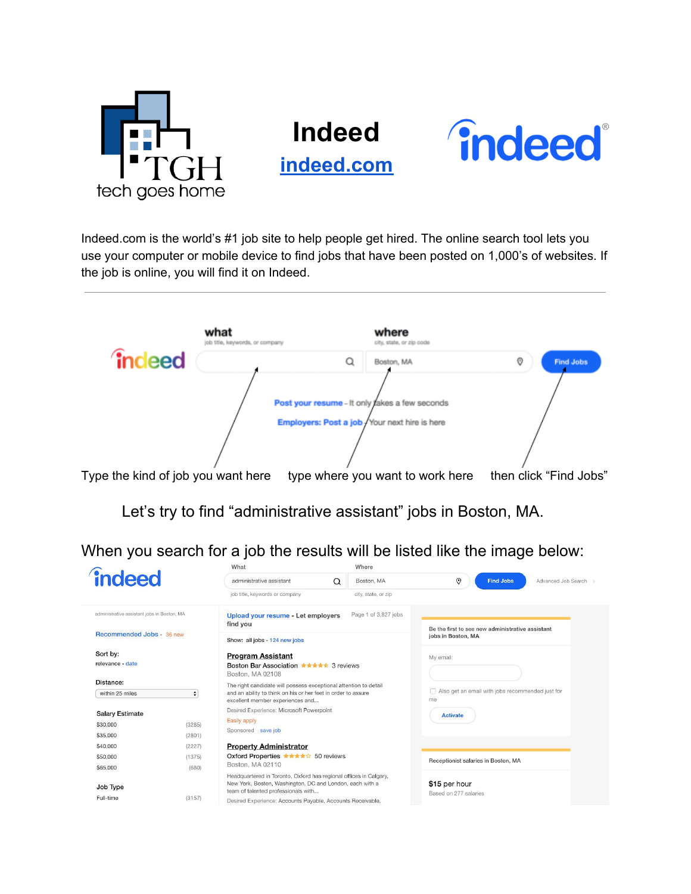# Indeed

[indeed.com](https://indeed.com)

Indeed.com is the world's #1 job site to help people get hired. The online search tool lets you use your computer or mobile device to find jobs that have been posted on 1,000's of websites. If the job is online, you will find it on Indeed.

---

Type the kind of job you want here | type where you want to work here | then click "Find Jobs"

Let's try to find "administrative assistant" jobs in Boston, MA.

When you search for a job the results will be listed like the image below: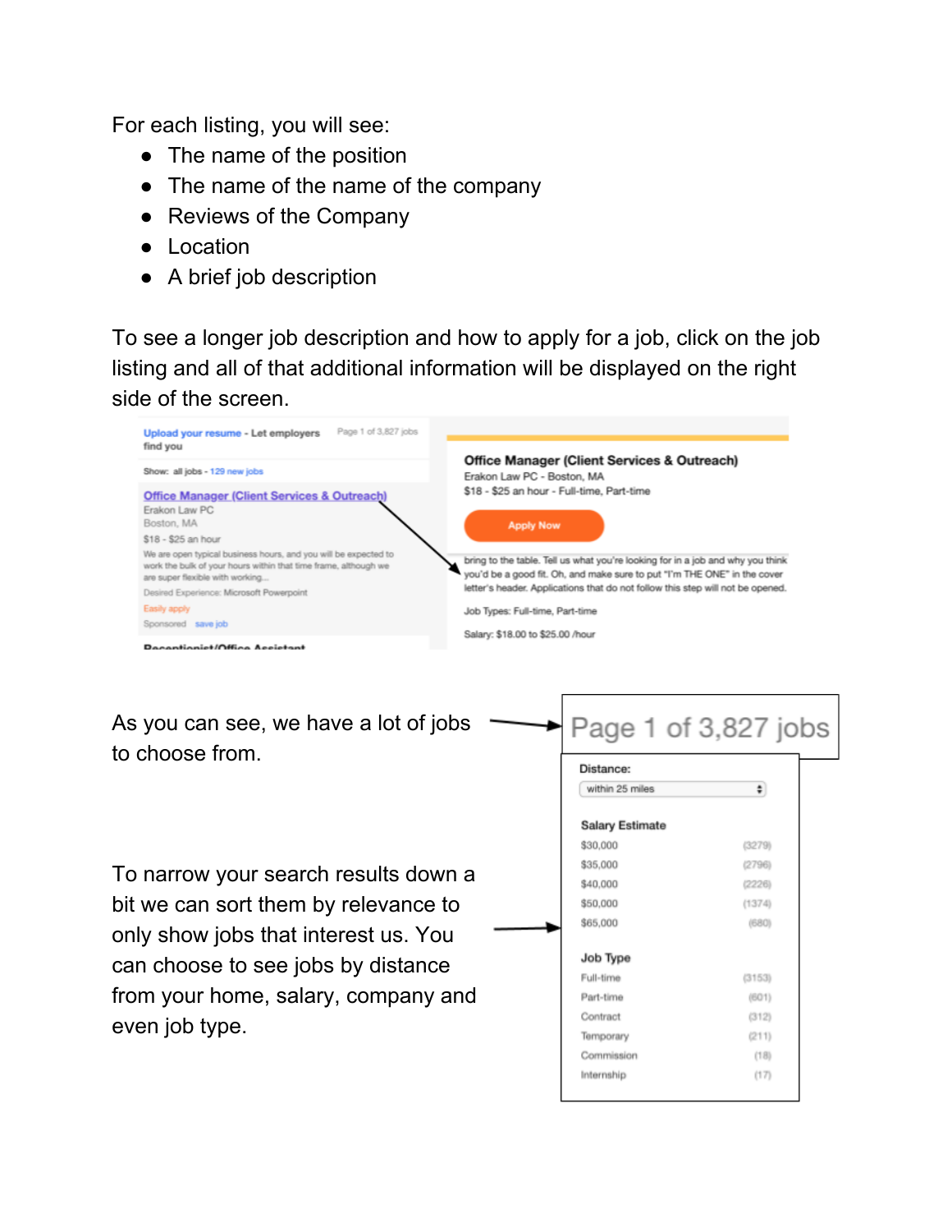For each listing, you will see:

- The name of the position
- The name of the name of the company
- Reviews of the Company
- Location
- A brief job description

To see a longer job description and how to apply for a job, click on the job listing and all of that additional information will be displayed on the right side of the screen.

Upload your resume - Let employers find you

Page 1 of 3,827 jobs

Show: all jobs - 129 new jobs

Office Manager (Client Services & Outreach)
Erakon Law PC
Boston, MA
$18 - $25 an hour
We are open typical business hours, and you will be expected to work the bulk of your hours within that time frame, although we are super flexible with working...
Desired Experience: Microsoft Powerpoint
Easily apply
Sponsored save job

Receptionist/Office Assistant

Office Manager (Client Services & Outreach)
Erakon Law PC - Boston, MA
$18 - $25 an hour - Full-time, Part-time

Apply Now

bring to the table. Tell us what you're looking for in a job and why you think you'd be a good fit. Oh, and make sure to put "I'm THE ONE" in the cover letter's header. Applications that do not follow this step will not be opened.

Job Types: Full-time, Part-time

Salary: $18.00 to $25.00 /hour

As you can see, we have a lot of jobs to choose from.

Page 1 of 3,827 jobs

To narrow your search results down a bit we can sort them by relevance to only show jobs that interest us. You can choose to see jobs by distance from your home, salary, company and even job type.

Distance:
within 25 miles

**Salary Estimate**

| | |
|---|---|
| $30,000 | (3279) |
| $35,000 | (2796) |
| $40,000 | (2226) |
| $50,000 | (1374) |
| $65,000 | (680) |

**Job Type**

| | |
|---|---|
| Full-time | (3153) |
| Part-time | (601) |
| Contract | (312) |
| Temporary | (211) |
| Commission | (18) |
| Internship | (17) |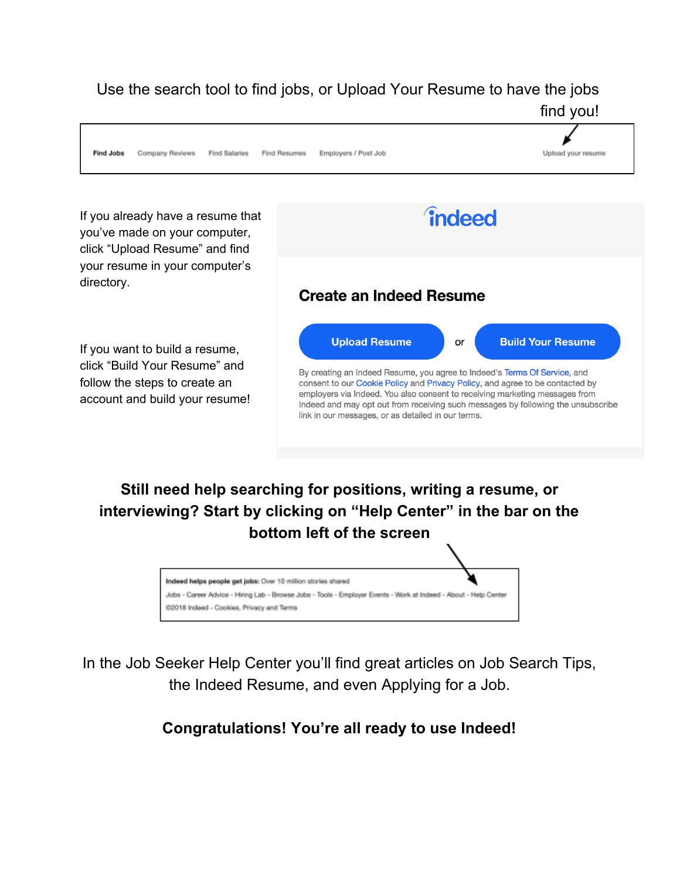Use the search tool to find jobs, or Upload Your Resume to have the jobs find you!

Find Jobs Company Reviews Find Salaries Find Resumes Employers / Post Job Upload your resume

If you already have a resume that you've made on your computer, click "Upload Resume" and find your resume in your computer's directory.

If you want to build a resume, click "Build Your Resume" and follow the steps to create an account and build your resume!

indeed

**Create an Indeed Resume**

Upload Resume or Build Your Resume

By creating an Indeed Resume, you agree to Indeed's Terms Of Service, and consent to our Cookie Policy and Privacy Policy, and agree to be contacted by employers via Indeed. You also consent to receiving marketing messages from Indeed and may opt out from receiving such messages by following the unsubscribe link in our messages, or as detailed in our terms.

**Still need help searching for positions, writing a resume, or interviewing? Start by clicking on "Help Center" in the bar on the bottom left of the screen**

**Indeed helps people get jobs:** Over 10 million stories shared

Jobs - Career Advice - Hiring Lab - Browse Jobs - Tools - Employer Events - Work at Indeed - About - Help Center

©2018 Indeed - Cookies, Privacy and Terms

In the Job Seeker Help Center you'll find great articles on Job Search Tips, the Indeed Resume, and even Applying for a Job.

**Congratulations! You're all ready to use Indeed!**